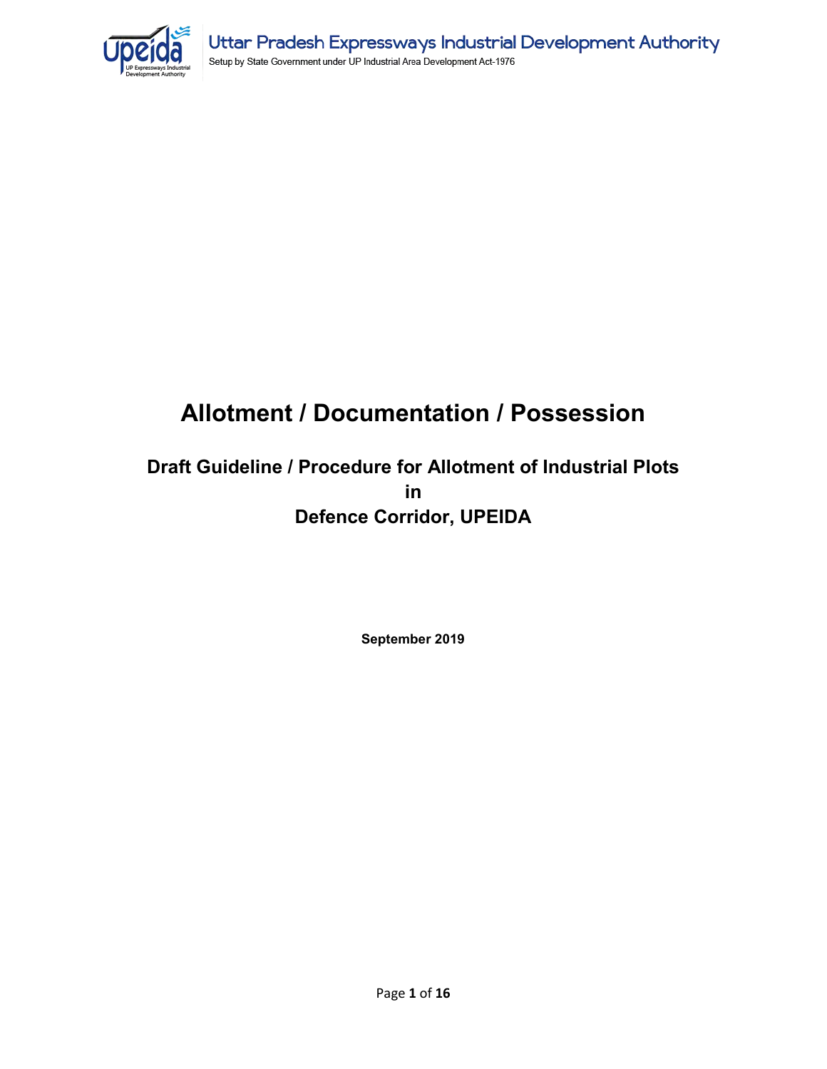# Allotment / Documentation / Possession

## Draft Guideline / Procedure for Allotment of Industrial Plots in Defence Corridor, UPEIDA

**September 2019**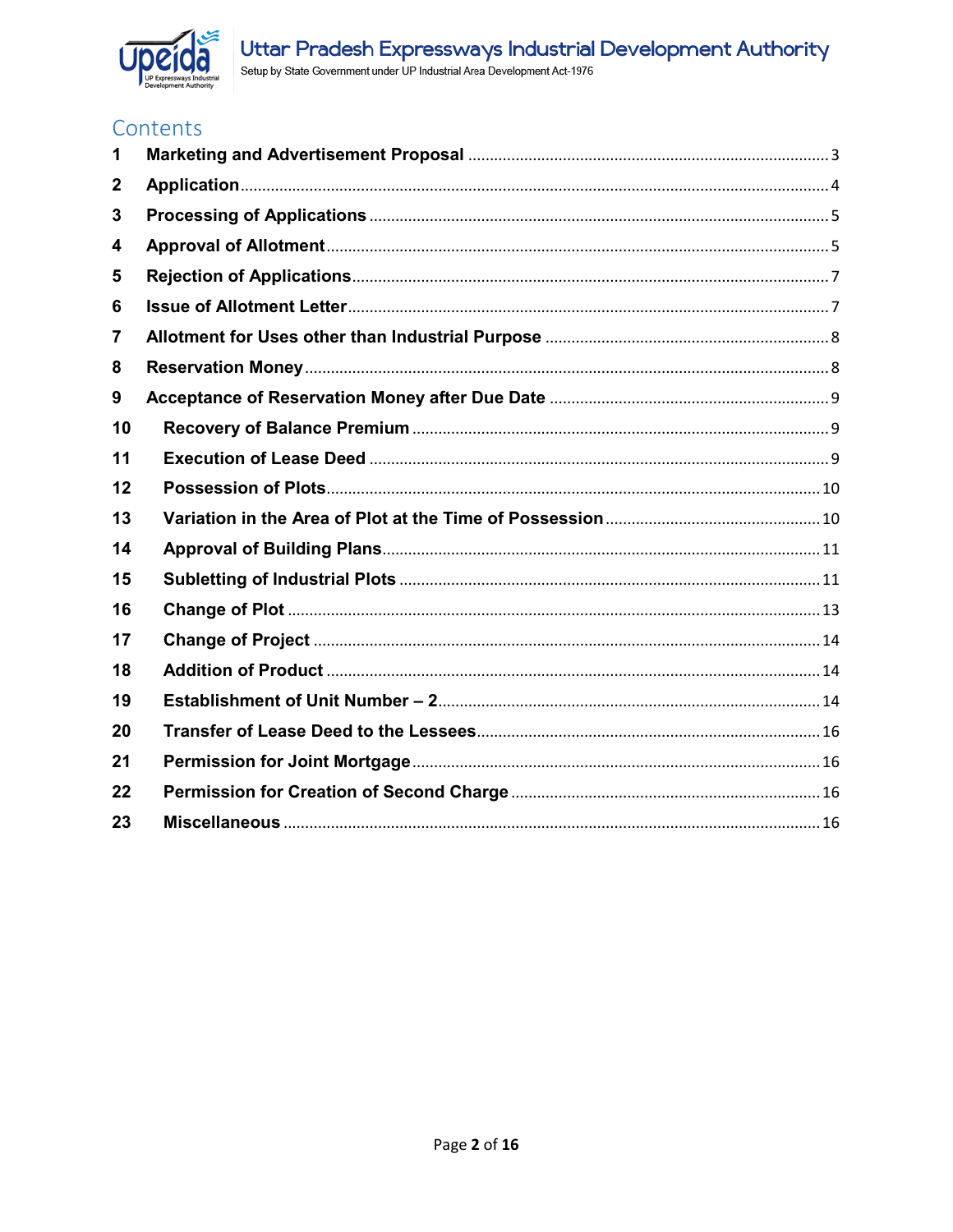# Contents

| | | |
|---|---|---|
| 1 | Marketing and Advertisement Proposal | 3 |
| 2 | Application | 4 |
| 3 | Processing of Applications | 5 |
| 4 | Approval of Allotment | 5 |
| 5 | Rejection of Applications | 7 |
| 6 | Issue of Allotment Letter | 7 |
| 7 | Allotment for Uses other than Industrial Purpose | 8 |
| 8 | Reservation Money | 8 |
| 9 | Acceptance of Reservation Money after Due Date | 9 |
| 10 | Recovery of Balance Premium | 9 |
| 11 | Execution of Lease Deed | 9 |
| 12 | Possession of Plots | 10 |
| 13 | Variation in the Area of Plot at the Time of Possession | 10 |
| 14 | Approval of Building Plans | 11 |
| 15 | Subletting of Industrial Plots | 11 |
| 16 | Change of Plot | 13 |
| 17 | Change of Project | 14 |
| 18 | Addition of Product | 14 |
| 19 | Establishment of Unit Number – 2 | 14 |
| 20 | Transfer of Lease Deed to the Lessees | 16 |
| 21 | Permission for Joint Mortgage | 16 |
| 22 | Permission for Creation of Second Charge | 16 |
| 23 | Miscellaneous | 16 |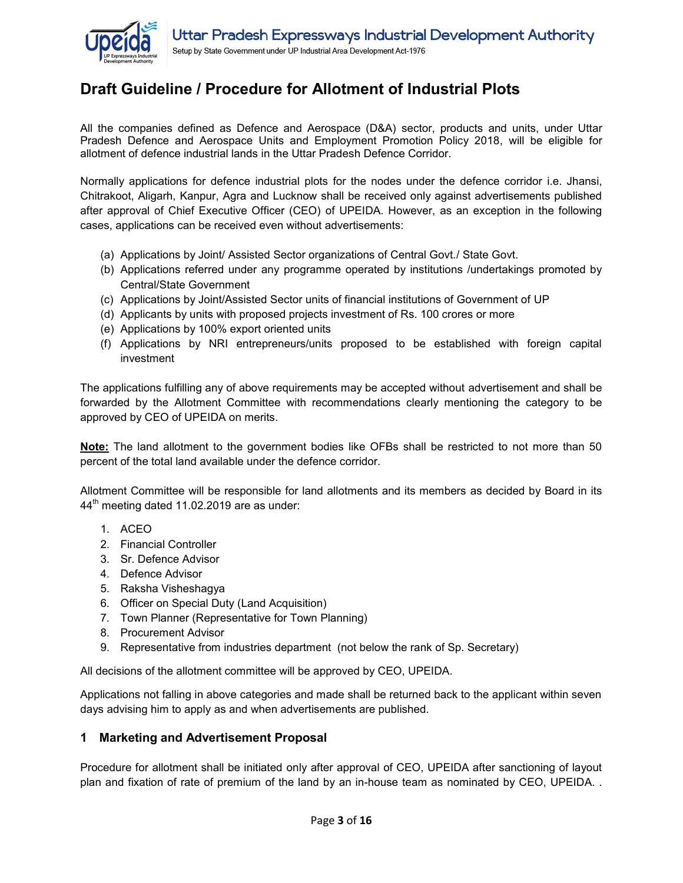# Draft Guideline / Procedure for Allotment of Industrial Plots

All the companies defined as Defence and Aerospace (D&A) sector, products and units, under Uttar Pradesh Defence and Aerospace Units and Employment Promotion Policy 2018, will be eligible for allotment of defence industrial lands in the Uttar Pradesh Defence Corridor.

Normally applications for defence industrial plots for the nodes under the defence corridor i.e. Jhansi, Chitrakoot, Aligarh, Kanpur, Agra and Lucknow shall be received only against advertisements published after approval of Chief Executive Officer (CEO) of UPEIDA. However, as an exception in the following cases, applications can be received even without advertisements:

(a) Applications by Joint/ Assisted Sector organizations of Central Govt./ State Govt.
(b) Applications referred under any programme operated by institutions /undertakings promoted by Central/State Government
(c) Applications by Joint/Assisted Sector units of financial institutions of Government of UP
(d) Applicants by units with proposed projects investment of Rs. 100 crores or more
(e) Applications by 100% export oriented units
(f) Applications by NRI entrepreneurs/units proposed to be established with foreign capital investment

The applications fulfilling any of above requirements may be accepted without advertisement and shall be forwarded by the Allotment Committee with recommendations clearly mentioning the category to be approved by CEO of UPEIDA on merits.

**Note:** The land allotment to the government bodies like OFBs shall be restricted to not more than 50 percent of the total land available under the defence corridor.

Allotment Committee will be responsible for land allotments and its members as decided by Board in its 44th meeting dated 11.02.2019 are as under:

1. ACEO
2. Financial Controller
3. Sr. Defence Advisor
4. Defence Advisor
5. Raksha Visheshagya
6. Officer on Special Duty (Land Acquisition)
7. Town Planner (Representative for Town Planning)
8. Procurement Advisor
9. Representative from industries department (not below the rank of Sp. Secretary)

All decisions of the allotment committee will be approved by CEO, UPEIDA.

Applications not falling in above categories and made shall be returned back to the applicant within seven days advising him to apply as and when advertisements are published.

## 1 Marketing and Advertisement Proposal

Procedure for allotment shall be initiated only after approval of CEO, UPEIDA after sanctioning of layout plan and fixation of rate of premium of the land by an in-house team as nominated by CEO, UPEIDA. .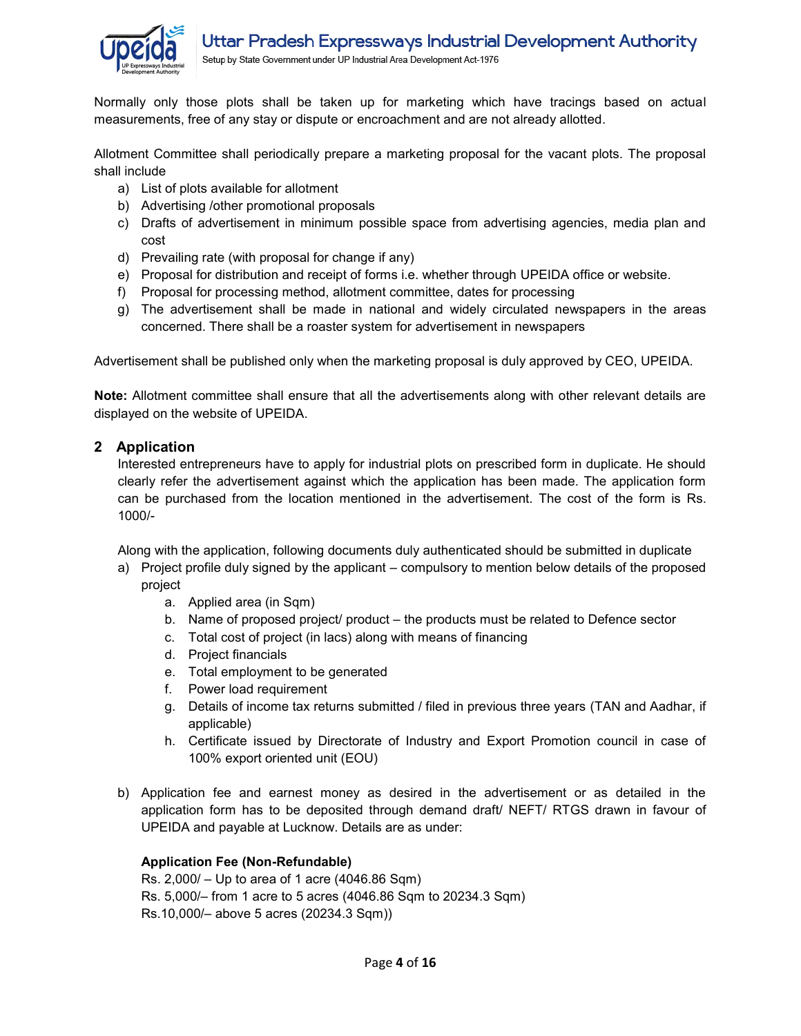Normally only those plots shall be taken up for marketing which have tracings based on actual measurements, free of any stay or dispute or encroachment and are not already allotted.

Allotment Committee shall periodically prepare a marketing proposal for the vacant plots. The proposal shall include

a) List of plots available for allotment
b) Advertising /other promotional proposals
c) Drafts of advertisement in minimum possible space from advertising agencies, media plan and cost
d) Prevailing rate (with proposal for change if any)
e) Proposal for distribution and receipt of forms i.e. whether through UPEIDA office or website.
f) Proposal for processing method, allotment committee, dates for processing
g) The advertisement shall be made in national and widely circulated newspapers in the areas concerned. There shall be a roaster system for advertisement in newspapers

Advertisement shall be published only when the marketing proposal is duly approved by CEO, UPEIDA.

**Note:** Allotment committee shall ensure that all the advertisements along with other relevant details are displayed on the website of UPEIDA.

## 2 Application

Interested entrepreneurs have to apply for industrial plots on prescribed form in duplicate. He should clearly refer the advertisement against which the application has been made. The application form can be purchased from the location mentioned in the advertisement. The cost of the form is Rs. 1000/-

Along with the application, following documents duly authenticated should be submitted in duplicate

a) Project profile duly signed by the applicant – compulsory to mention below details of the proposed project
   a. Applied area (in Sqm)
   b. Name of proposed project/ product – the products must be related to Defence sector
   c. Total cost of project (in lacs) along with means of financing
   d. Project financials
   e. Total employment to be generated
   f. Power load requirement
   g. Details of income tax returns submitted / filed in previous three years (TAN and Aadhar, if applicable)
   h. Certificate issued by Directorate of Industry and Export Promotion council in case of 100% export oriented unit (EOU)

b) Application fee and earnest money as desired in the advertisement or as detailed in the application form has to be deposited through demand draft/ NEFT/ RTGS drawn in favour of UPEIDA and payable at Lucknow. Details are as under:

   **Application Fee (Non-Refundable)**
   Rs. 2,000/ – Up to area of 1 acre (4046.86 Sqm)
   Rs. 5,000/– from 1 acre to 5 acres (4046.86 Sqm to 20234.3 Sqm)
   Rs.10,000/– above 5 acres (20234.3 Sqm))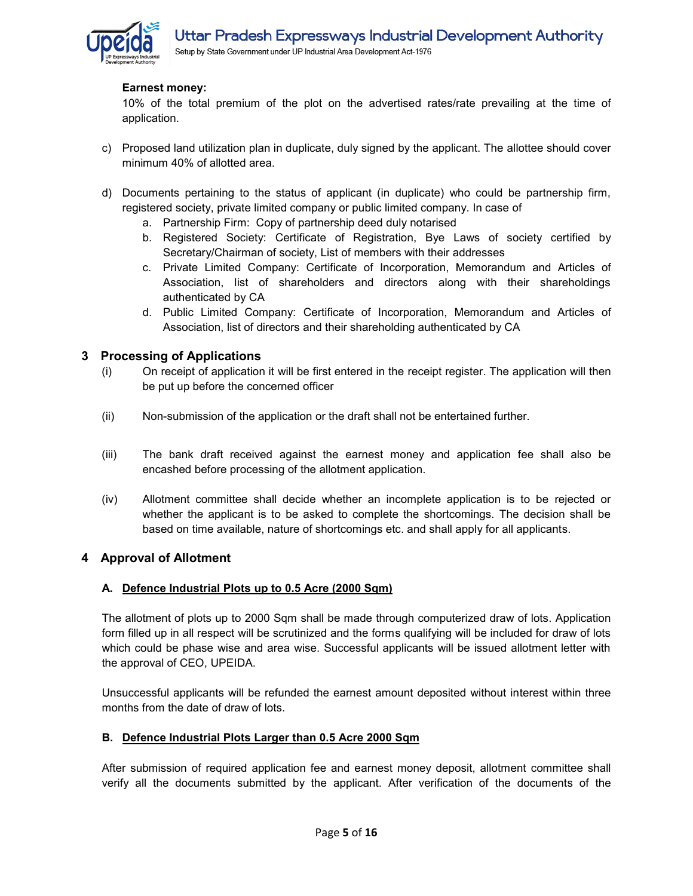**Earnest money:**

10% of the total premium of the plot on the advertised rates/rate prevailing at the time of application.

c) Proposed land utilization plan in duplicate, duly signed by the applicant. The allottee should cover minimum 40% of allotted area.

d) Documents pertaining to the status of applicant (in duplicate) who could be partnership firm, registered society, private limited company or public limited company. In case of
   a. Partnership Firm: Copy of partnership deed duly notarised
   b. Registered Society: Certificate of Registration, Bye Laws of society certified by Secretary/Chairman of society, List of members with their addresses
   c. Private Limited Company: Certificate of Incorporation, Memorandum and Articles of Association, list of shareholders and directors along with their shareholdings authenticated by CA
   d. Public Limited Company: Certificate of Incorporation, Memorandum and Articles of Association, list of directors and their shareholding authenticated by CA

## 3 Processing of Applications

(i) On receipt of application it will be first entered in the receipt register. The application will then be put up before the concerned officer

(ii) Non-submission of the application or the draft shall not be entertained further.

(iii) The bank draft received against the earnest money and application fee shall also be encashed before processing of the allotment application.

(iv) Allotment committee shall decide whether an incomplete application is to be rejected or whether the applicant is to be asked to complete the shortcomings. The decision shall be based on time available, nature of shortcomings etc. and shall apply for all applicants.

## 4 Approval of Allotment

### A. Defence Industrial Plots up to 0.5 Acre (2000 Sqm)

The allotment of plots up to 2000 Sqm shall be made through computerized draw of lots. Application form filled up in all respect will be scrutinized and the forms qualifying will be included for draw of lots which could be phase wise and area wise. Successful applicants will be issued allotment letter with the approval of CEO, UPEIDA.

Unsuccessful applicants will be refunded the earnest amount deposited without interest within three months from the date of draw of lots.

### B. Defence Industrial Plots Larger than 0.5 Acre 2000 Sqm

After submission of required application fee and earnest money deposit, allotment committee shall verify all the documents submitted by the applicant. After verification of the documents of the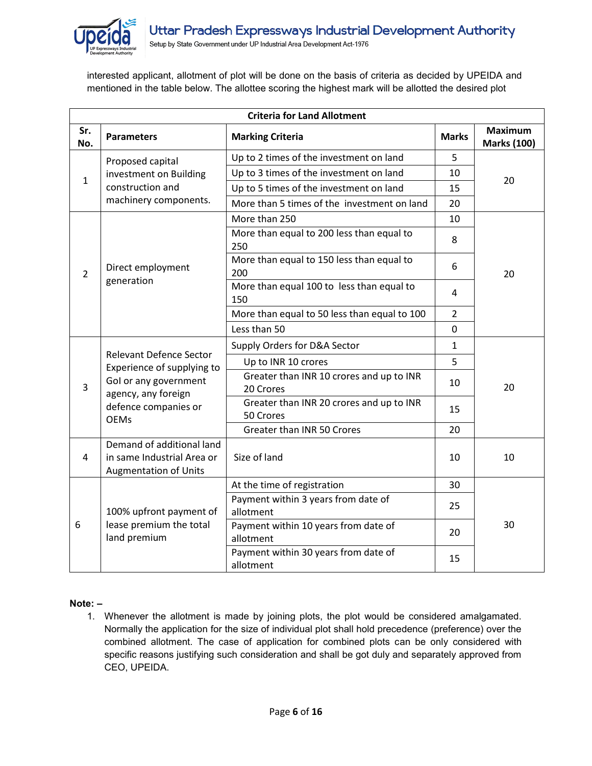interested applicant, allotment of plot will be done on the basis of criteria as decided by UPEIDA and mentioned in the table below. The allottee scoring the highest mark will be allotted the desired plot

| Criteria for Land Allotment | | | | |
|---|---|---|---|---|
| **Sr. No.** | **Parameters** | **Marking Criteria** | **Marks** | **Maximum Marks (100)** |
| 1 | Proposed capital investment on Building construction and machinery components. | Up to 2 times of the investment on land | 5 | 20 |
| | | Up to 3 times of the investment on land | 10 | |
| | | Up to 5 times of the investment on land | 15 | |
| | | More than 5 times of the investment on land | 20 | |
| 2 | Direct employment generation | More than 250 | 10 | 20 |
| | | More than equal to 200 less than equal to 250 | 8 | |
| | | More than equal to 150 less than equal to 200 | 6 | |
| | | More than equal 100 to less than equal to 150 | 4 | |
| | | More than equal to 50 less than equal to 100 | 2 | |
| | | Less than 50 | 0 | |
| 3 | Relevant Defence Sector Experience of supplying to GoI or any government agency, any foreign defence companies or OEMs | Supply Orders for D&A Sector | 1 | 20 |
| | | Up to INR 10 crores | 5 | |
| | | Greater than INR 10 crores and up to INR 20 Crores | 10 | |
| | | Greater than INR 20 crores and up to INR 50 Crores | 15 | |
| | | Greater than INR 50 Crores | 20 | |
| 4 | Demand of additional land in same Industrial Area or Augmentation of Units | Size of land | 10 | 10 |
| 6 | 100% upfront payment of lease premium the total land premium | At the time of registration | 30 | 30 |
| | | Payment within 3 years from date of allotment | 25 | |
| | | Payment within 10 years from date of allotment | 20 | |
| | | Payment within 30 years from date of allotment | 15 | |

**Note: –**

1. Whenever the allotment is made by joining plots, the plot would be considered amalgamated. Normally the application for the size of individual plot shall hold precedence (preference) over the combined allotment. The case of application for combined plots can be only considered with specific reasons justifying such consideration and shall be got duly and separately approved from CEO, UPEIDA.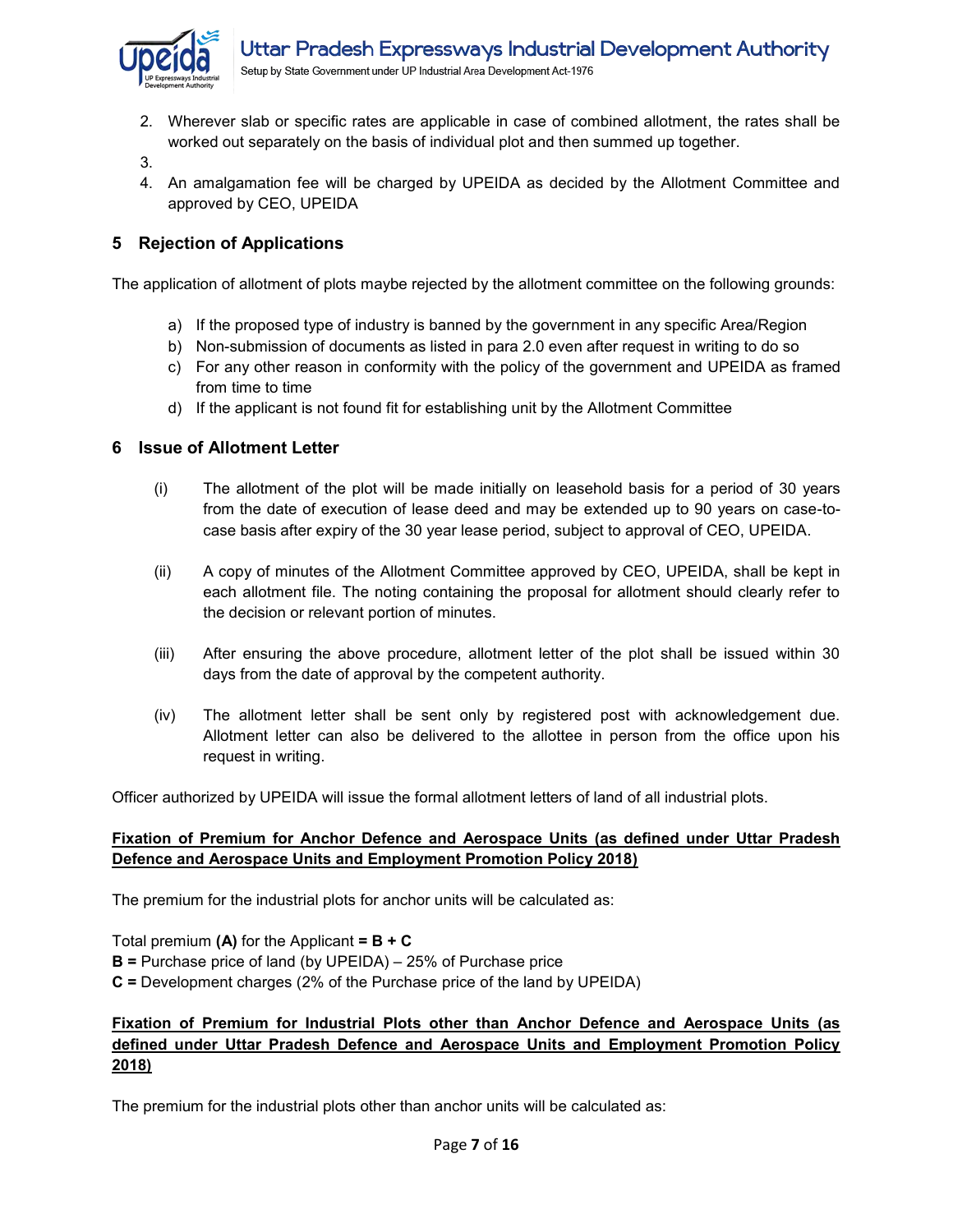2. Wherever slab or specific rates are applicable in case of combined allotment, the rates shall be worked out separately on the basis of individual plot and then summed up together.
3.
4. An amalgamation fee will be charged by UPEIDA as decided by the Allotment Committee and approved by CEO, UPEIDA

## 5 Rejection of Applications

The application of allotment of plots maybe rejected by the allotment committee on the following grounds:

a) If the proposed type of industry is banned by the government in any specific Area/Region
b) Non-submission of documents as listed in para 2.0 even after request in writing to do so
c) For any other reason in conformity with the policy of the government and UPEIDA as framed from time to time
d) If the applicant is not found fit for establishing unit by the Allotment Committee

## 6 Issue of Allotment Letter

(i) The allotment of the plot will be made initially on leasehold basis for a period of 30 years from the date of execution of lease deed and may be extended up to 90 years on case-to-case basis after expiry of the 30 year lease period, subject to approval of CEO, UPEIDA.

(ii) A copy of minutes of the Allotment Committee approved by CEO, UPEIDA, shall be kept in each allotment file. The noting containing the proposal for allotment should clearly refer to the decision or relevant portion of minutes.

(iii) After ensuring the above procedure, allotment letter of the plot shall be issued within 30 days from the date of approval by the competent authority.

(iv) The allotment letter shall be sent only by registered post with acknowledgement due. Allotment letter can also be delivered to the allottee in person from the office upon his request in writing.

Officer authorized by UPEIDA will issue the formal allotment letters of land of all industrial plots.

**Fixation of Premium for Anchor Defence and Aerospace Units (as defined under Uttar Pradesh Defence and Aerospace Units and Employment Promotion Policy 2018)**

The premium for the industrial plots for anchor units will be calculated as:

Total premium **(A)** for the Applicant **= B + C**
**B =** Purchase price of land (by UPEIDA) – 25% of Purchase price
**C =** Development charges (2% of the Purchase price of the land by UPEIDA)

**Fixation of Premium for Industrial Plots other than Anchor Defence and Aerospace Units (as defined under Uttar Pradesh Defence and Aerospace Units and Employment Promotion Policy 2018)**

The premium for the industrial plots other than anchor units will be calculated as: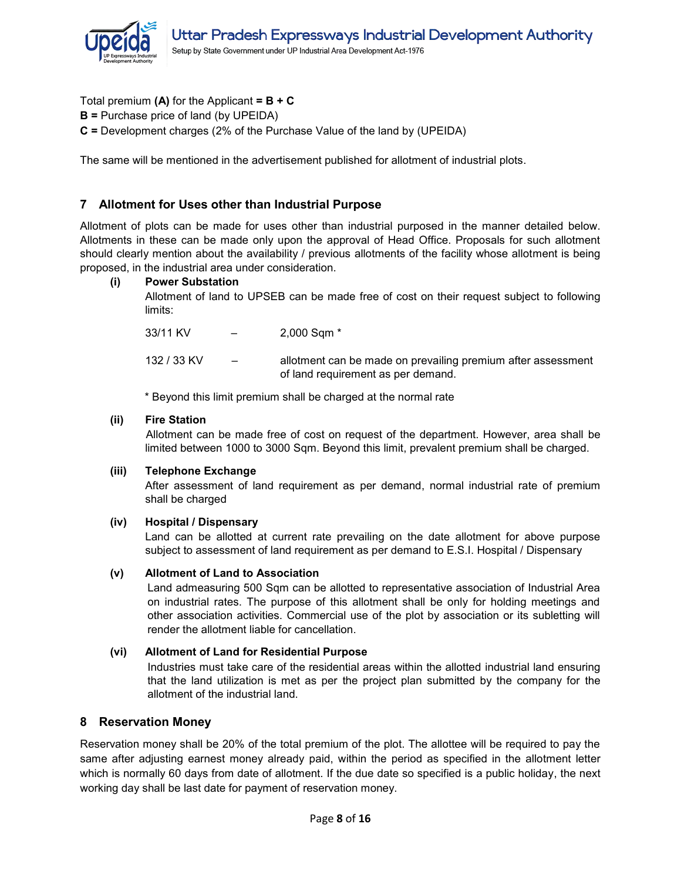Total premium **(A)** for the Applicant **= B + C**

**B =** Purchase price of land (by UPEIDA)

**C =** Development charges (2% of the Purchase Value of the land by (UPEIDA)

The same will be mentioned in the advertisement published for allotment of industrial plots.

## 7 Allotment for Uses other than Industrial Purpose

Allotment of plots can be made for uses other than industrial purposed in the manner detailed below. Allotments in these can be made only upon the approval of Head Office. Proposals for such allotment should clearly mention about the availability / previous allotments of the facility whose allotment is being proposed, in the industrial area under consideration.

**(i) Power Substation**

Allotment of land to UPSEB can be made free of cost on their request subject to following limits:

| | | |
|---|---|---|
| 33/11 KV | – | 2,000 Sqm * |
| 132 / 33 KV | – | allotment can be made on prevailing premium after assessment of land requirement as per demand. |

\* Beyond this limit premium shall be charged at the normal rate

**(ii) Fire Station**

Allotment can be made free of cost on request of the department. However, area shall be limited between 1000 to 3000 Sqm. Beyond this limit, prevalent premium shall be charged.

**(iii) Telephone Exchange**

After assessment of land requirement as per demand, normal industrial rate of premium shall be charged

**(iv) Hospital / Dispensary**

Land can be allotted at current rate prevailing on the date allotment for above purpose subject to assessment of land requirement as per demand to E.S.I. Hospital / Dispensary

**(v) Allotment of Land to Association**

Land admeasuring 500 Sqm can be allotted to representative association of Industrial Area on industrial rates. The purpose of this allotment shall be only for holding meetings and other association activities. Commercial use of the plot by association or its subletting will render the allotment liable for cancellation.

**(vi) Allotment of Land for Residential Purpose**

Industries must take care of the residential areas within the allotted industrial land ensuring that the land utilization is met as per the project plan submitted by the company for the allotment of the industrial land.

## 8 Reservation Money

Reservation money shall be 20% of the total premium of the plot. The allottee will be required to pay the same after adjusting earnest money already paid, within the period as specified in the allotment letter which is normally 60 days from date of allotment. If the due date so specified is a public holiday, the next working day shall be last date for payment of reservation money.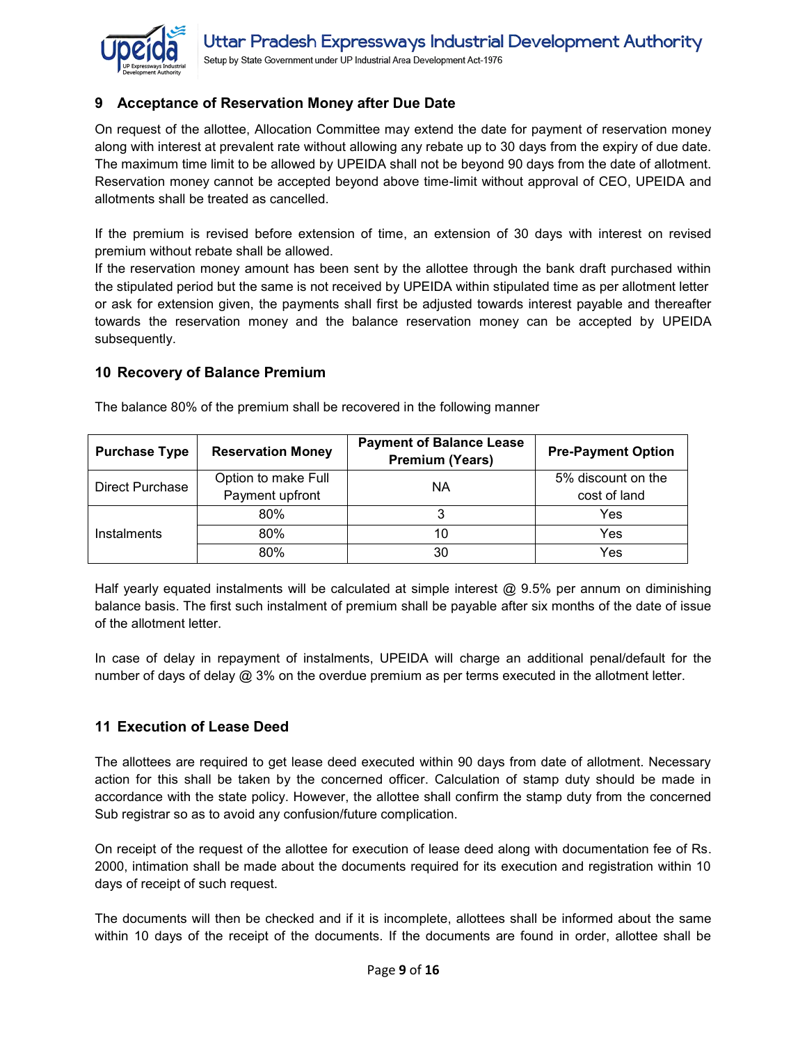## 9 Acceptance of Reservation Money after Due Date

On request of the allottee, Allocation Committee may extend the date for payment of reservation money along with interest at prevalent rate without allowing any rebate up to 30 days from the expiry of due date. The maximum time limit to be allowed by UPEIDA shall not be beyond 90 days from the date of allotment. Reservation money cannot be accepted beyond above time-limit without approval of CEO, UPEIDA and allotments shall be treated as cancelled.

If the premium is revised before extension of time, an extension of 30 days with interest on revised premium without rebate shall be allowed.

If the reservation money amount has been sent by the allottee through the bank draft purchased within the stipulated period but the same is not received by UPEIDA within stipulated time as per allotment letter or ask for extension given, the payments shall first be adjusted towards interest payable and thereafter towards the reservation money and the balance reservation money can be accepted by UPEIDA subsequently.

## 10 Recovery of Balance Premium

The balance 80% of the premium shall be recovered in the following manner

| Purchase Type | Reservation Money | Payment of Balance Lease Premium (Years) | Pre-Payment Option |
|---|---|---|---|
| Direct Purchase | Option to make Full Payment upfront | NA | 5% discount on the cost of land |
| Instalments | 80% | 3 | Yes |
| | 80% | 10 | Yes |
| | 80% | 30 | Yes |

Half yearly equated instalments will be calculated at simple interest @ 9.5% per annum on diminishing balance basis. The first such instalment of premium shall be payable after six months of the date of issue of the allotment letter.

In case of delay in repayment of instalments, UPEIDA will charge an additional penal/default for the number of days of delay @ 3% on the overdue premium as per terms executed in the allotment letter.

## 11 Execution of Lease Deed

The allottees are required to get lease deed executed within 90 days from date of allotment. Necessary action for this shall be taken by the concerned officer. Calculation of stamp duty should be made in accordance with the state policy. However, the allottee shall confirm the stamp duty from the concerned Sub registrar so as to avoid any confusion/future complication.

On receipt of the request of the allottee for execution of lease deed along with documentation fee of Rs. 2000, intimation shall be made about the documents required for its execution and registration within 10 days of receipt of such request.

The documents will then be checked and if it is incomplete, allottees shall be informed about the same within 10 days of the receipt of the documents. If the documents are found in order, allottee shall be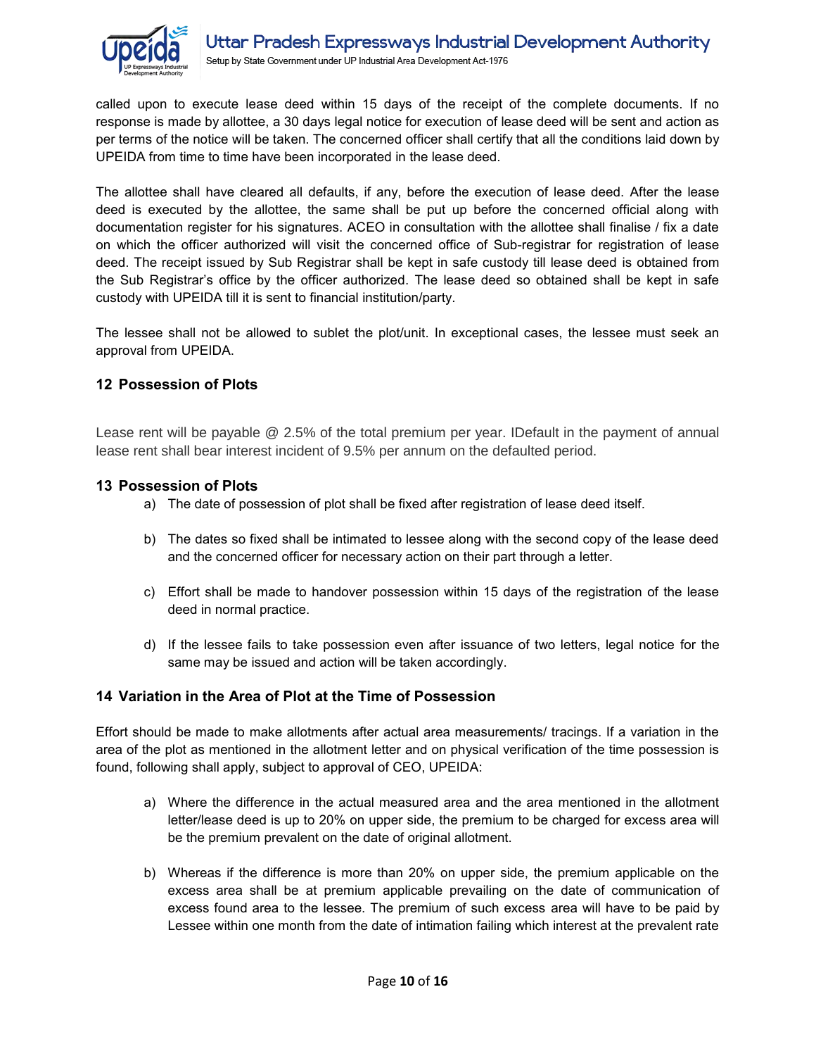called upon to execute lease deed within 15 days of the receipt of the complete documents. If no response is made by allottee, a 30 days legal notice for execution of lease deed will be sent and action as per terms of the notice will be taken. The concerned officer shall certify that all the conditions laid down by UPEIDA from time to time have been incorporated in the lease deed.

The allottee shall have cleared all defaults, if any, before the execution of lease deed. After the lease deed is executed by the allottee, the same shall be put up before the concerned official along with documentation register for his signatures. ACEO in consultation with the allottee shall finalise / fix a date on which the officer authorized will visit the concerned office of Sub-registrar for registration of lease deed. The receipt issued by Sub Registrar shall be kept in safe custody till lease deed is obtained from the Sub Registrar's office by the officer authorized. The lease deed so obtained shall be kept in safe custody with UPEIDA till it is sent to financial institution/party.

The lessee shall not be allowed to sublet the plot/unit. In exceptional cases, the lessee must seek an approval from UPEIDA.

## 12 Possession of Plots

Lease rent will be payable @ 2.5% of the total premium per year. IDefault in the payment of annual lease rent shall bear interest incident of 9.5% per annum on the defaulted period.

## 13 Possession of Plots

a) The date of possession of plot shall be fixed after registration of lease deed itself.

b) The dates so fixed shall be intimated to lessee along with the second copy of the lease deed and the concerned officer for necessary action on their part through a letter.

c) Effort shall be made to handover possession within 15 days of the registration of the lease deed in normal practice.

d) If the lessee fails to take possession even after issuance of two letters, legal notice for the same may be issued and action will be taken accordingly.

## 14 Variation in the Area of Plot at the Time of Possession

Effort should be made to make allotments after actual area measurements/ tracings. If a variation in the area of the plot as mentioned in the allotment letter and on physical verification of the time possession is found, following shall apply, subject to approval of CEO, UPEIDA:

a) Where the difference in the actual measured area and the area mentioned in the allotment letter/lease deed is up to 20% on upper side, the premium to be charged for excess area will be the premium prevalent on the date of original allotment.

b) Whereas if the difference is more than 20% on upper side, the premium applicable on the excess area shall be at premium applicable prevailing on the date of communication of excess found area to the lessee. The premium of such excess area will have to be paid by Lessee within one month from the date of intimation failing which interest at the prevalent rate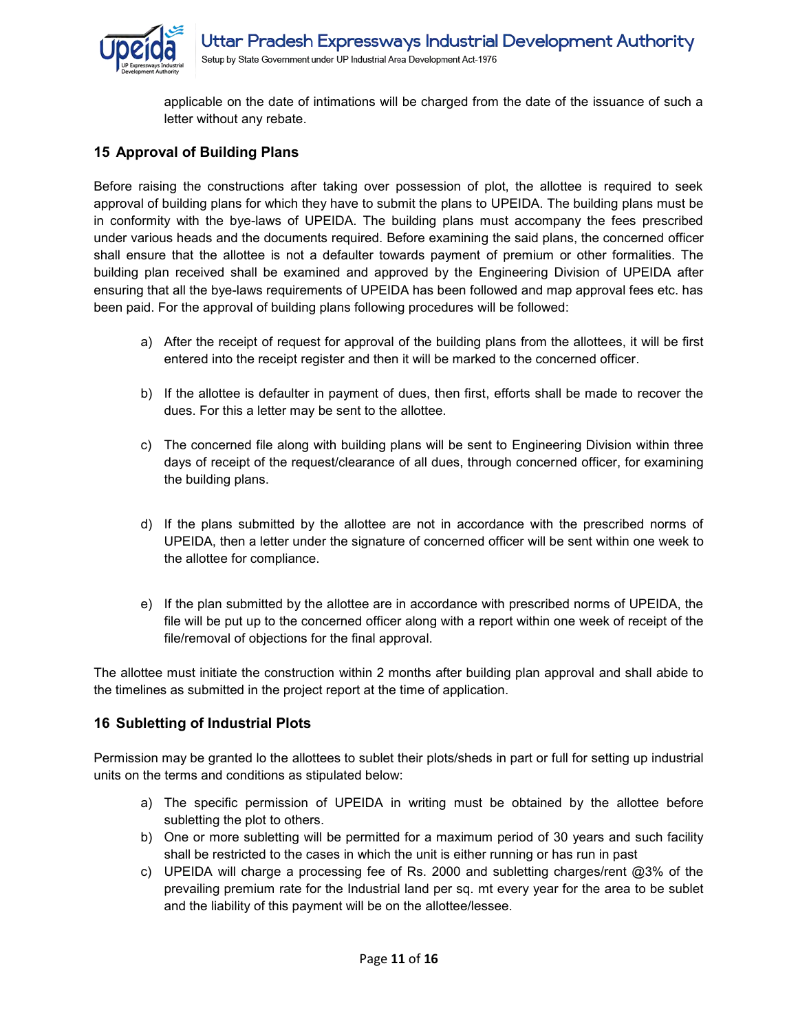applicable on the date of intimations will be charged from the date of the issuance of such a letter without any rebate.

## 15 Approval of Building Plans

Before raising the constructions after taking over possession of plot, the allottee is required to seek approval of building plans for which they have to submit the plans to UPEIDA. The building plans must be in conformity with the bye-laws of UPEIDA. The building plans must accompany the fees prescribed under various heads and the documents required. Before examining the said plans, the concerned officer shall ensure that the allottee is not a defaulter towards payment of premium or other formalities. The building plan received shall be examined and approved by the Engineering Division of UPEIDA after ensuring that all the bye-laws requirements of UPEIDA has been followed and map approval fees etc. has been paid. For the approval of building plans following procedures will be followed:

a) After the receipt of request for approval of the building plans from the allottees, it will be first entered into the receipt register and then it will be marked to the concerned officer.

b) If the allottee is defaulter in payment of dues, then first, efforts shall be made to recover the dues. For this a letter may be sent to the allottee.

c) The concerned file along with building plans will be sent to Engineering Division within three days of receipt of the request/clearance of all dues, through concerned officer, for examining the building plans.

d) If the plans submitted by the allottee are not in accordance with the prescribed norms of UPEIDA, then a letter under the signature of concerned officer will be sent within one week to the allottee for compliance.

e) If the plan submitted by the allottee are in accordance with prescribed norms of UPEIDA, the file will be put up to the concerned officer along with a report within one week of receipt of the file/removal of objections for the final approval.

The allottee must initiate the construction within 2 months after building plan approval and shall abide to the timelines as submitted in the project report at the time of application.

## 16 Subletting of Industrial Plots

Permission may be granted lo the allottees to sublet their plots/sheds in part or full for setting up industrial units on the terms and conditions as stipulated below:

a) The specific permission of UPEIDA in writing must be obtained by the allottee before subletting the plot to others.
b) One or more subletting will be permitted for a maximum period of 30 years and such facility shall be restricted to the cases in which the unit is either running or has run in past
c) UPEIDA will charge a processing fee of Rs. 2000 and subletting charges/rent @3% of the prevailing premium rate for the Industrial land per sq. mt every year for the area to be sublet and the liability of this payment will be on the allottee/lessee.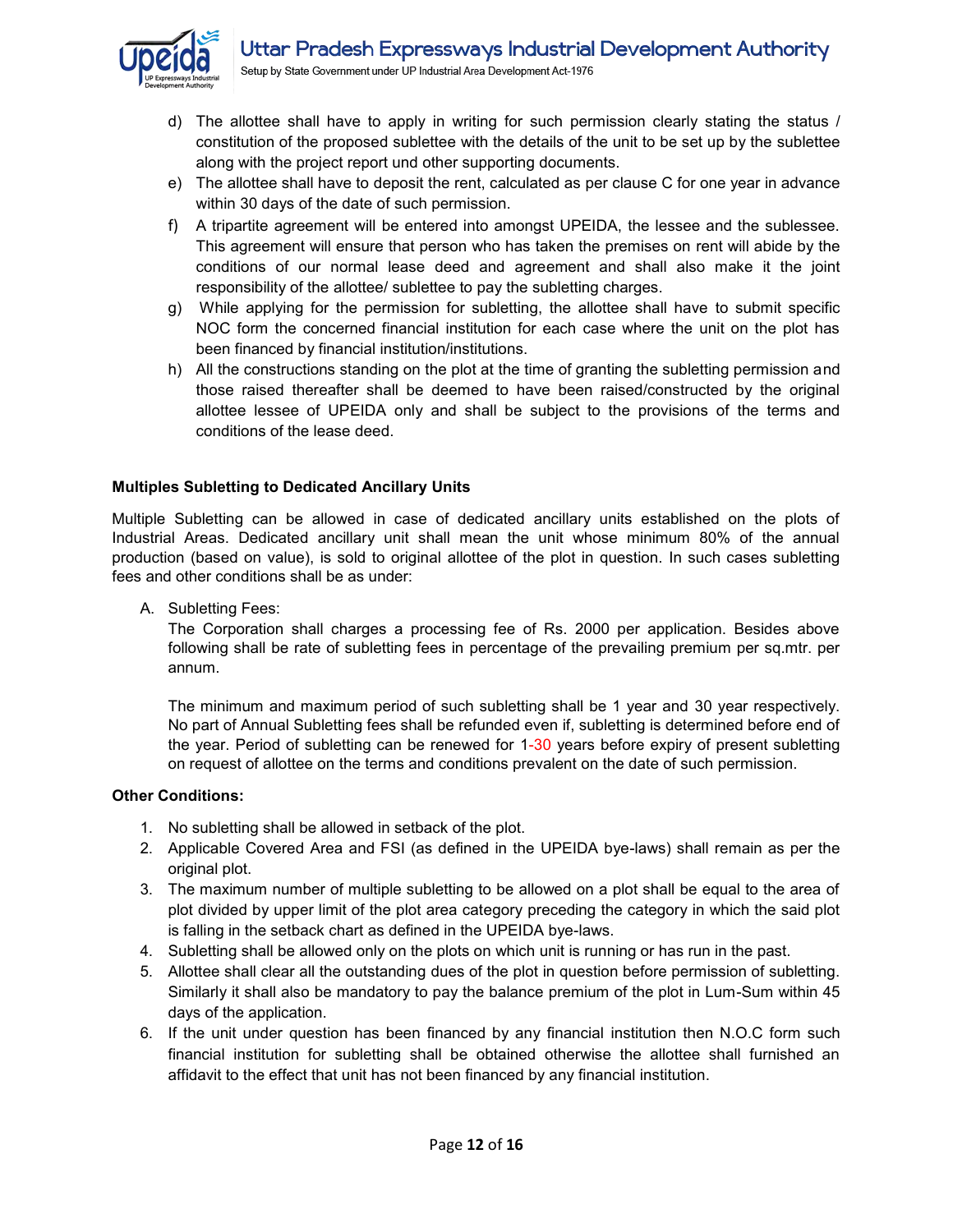d) The allottee shall have to apply in writing for such permission clearly stating the status / constitution of the proposed sublettee with the details of the unit to be set up by the sublettee along with the project report und other supporting documents.

e) The allottee shall have to deposit the rent, calculated as per clause C for one year in advance within 30 days of the date of such permission.

f) A tripartite agreement will be entered into amongst UPEIDA, the lessee and the sublessee. This agreement will ensure that person who has taken the premises on rent will abide by the conditions of our normal lease deed and agreement and shall also make it the joint responsibility of the allottee/ sublettee to pay the subletting charges.

g) While applying for the permission for subletting, the allottee shall have to submit specific NOC form the concerned financial institution for each case where the unit on the plot has been financed by financial institution/institutions.

h) All the constructions standing on the plot at the time of granting the subletting permission and those raised thereafter shall be deemed to have been raised/constructed by the original allottee lessee of UPEIDA only and shall be subject to the provisions of the terms and conditions of the lease deed.

**Multiples Subletting to Dedicated Ancillary Units**

Multiple Subletting can be allowed in case of dedicated ancillary units established on the plots of Industrial Areas. Dedicated ancillary unit shall mean the unit whose minimum 80% of the annual production (based on value), is sold to original allottee of the plot in question. In such cases subletting fees and other conditions shall be as under:

A. Subletting Fees:

The Corporation shall charges a processing fee of Rs. 2000 per application. Besides above following shall be rate of subletting fees in percentage of the prevailing premium per sq.mtr. per annum.

The minimum and maximum period of such subletting shall be 1 year and 30 year respectively. No part of Annual Subletting fees shall be refunded even if, subletting is determined before end of the year. Period of subletting can be renewed for 1-30 years before expiry of present subletting on request of allottee on the terms and conditions prevalent on the date of such permission.

**Other Conditions:**

1. No subletting shall be allowed in setback of the plot.
2. Applicable Covered Area and FSI (as defined in the UPEIDA bye-laws) shall remain as per the original plot.
3. The maximum number of multiple subletting to be allowed on a plot shall be equal to the area of plot divided by upper limit of the plot area category preceding the category in which the said plot is falling in the setback chart as defined in the UPEIDA bye-laws.
4. Subletting shall be allowed only on the plots on which unit is running or has run in the past.
5. Allottee shall clear all the outstanding dues of the plot in question before permission of subletting. Similarly it shall also be mandatory to pay the balance premium of the plot in Lum-Sum within 45 days of the application.
6. If the unit under question has been financed by any financial institution then N.O.C form such financial institution for subletting shall be obtained otherwise the allottee shall furnished an affidavit to the effect that unit has not been financed by any financial institution.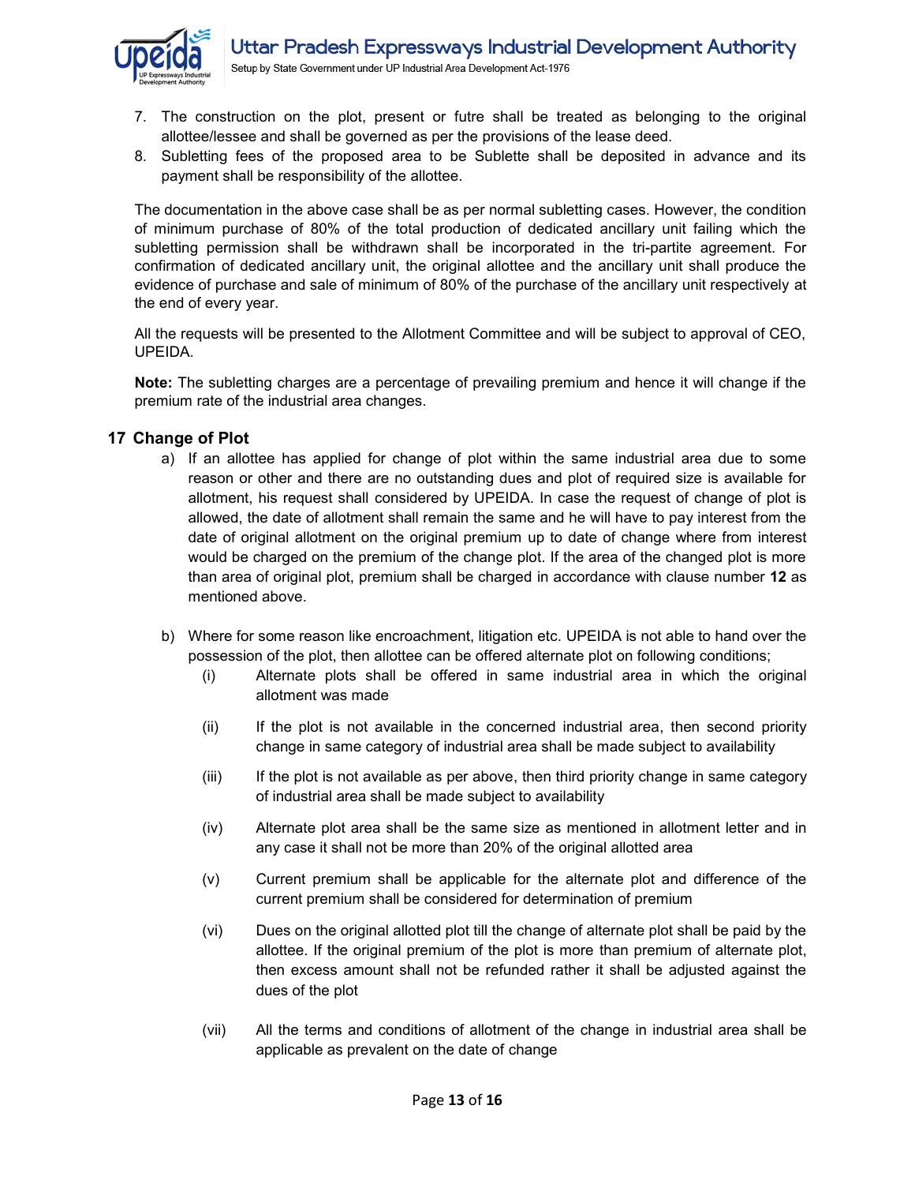7. The construction on the plot, present or futre shall be treated as belonging to the original allottee/lessee and shall be governed as per the provisions of the lease deed.
8. Subletting fees of the proposed area to be Sublette shall be deposited in advance and its payment shall be responsibility of the allottee.

The documentation in the above case shall be as per normal subletting cases. However, the condition of minimum purchase of 80% of the total production of dedicated ancillary unit failing which the subletting permission shall be withdrawn shall be incorporated in the tri-partite agreement. For confirmation of dedicated ancillary unit, the original allottee and the ancillary unit shall produce the evidence of purchase and sale of minimum of 80% of the purchase of the ancillary unit respectively at the end of every year.

All the requests will be presented to the Allotment Committee and will be subject to approval of CEO, UPEIDA.

**Note:** The subletting charges are a percentage of prevailing premium and hence it will change if the premium rate of the industrial area changes.

## 17 Change of Plot

a) If an allottee has applied for change of plot within the same industrial area due to some reason or other and there are no outstanding dues and plot of required size is available for allotment, his request shall considered by UPEIDA. In case the request of change of plot is allowed, the date of allotment shall remain the same and he will have to pay interest from the date of original allotment on the original premium up to date of change where from interest would be charged on the premium of the change plot. If the area of the changed plot is more than area of original plot, premium shall be charged in accordance with clause number **12** as mentioned above.

b) Where for some reason like encroachment, litigation etc. UPEIDA is not able to hand over the possession of the plot, then allottee can be offered alternate plot on following conditions;

   (i) Alternate plots shall be offered in same industrial area in which the original allotment was made

   (ii) If the plot is not available in the concerned industrial area, then second priority change in same category of industrial area shall be made subject to availability

   (iii) If the plot is not available as per above, then third priority change in same category of industrial area shall be made subject to availability

   (iv) Alternate plot area shall be the same size as mentioned in allotment letter and in any case it shall not be more than 20% of the original allotted area

   (v) Current premium shall be applicable for the alternate plot and difference of the current premium shall be considered for determination of premium

   (vi) Dues on the original allotted plot till the change of alternate plot shall be paid by the allottee. If the original premium of the plot is more than premium of alternate plot, then excess amount shall not be refunded rather it shall be adjusted against the dues of the plot

   (vii) All the terms and conditions of allotment of the change in industrial area shall be applicable as prevalent on the date of change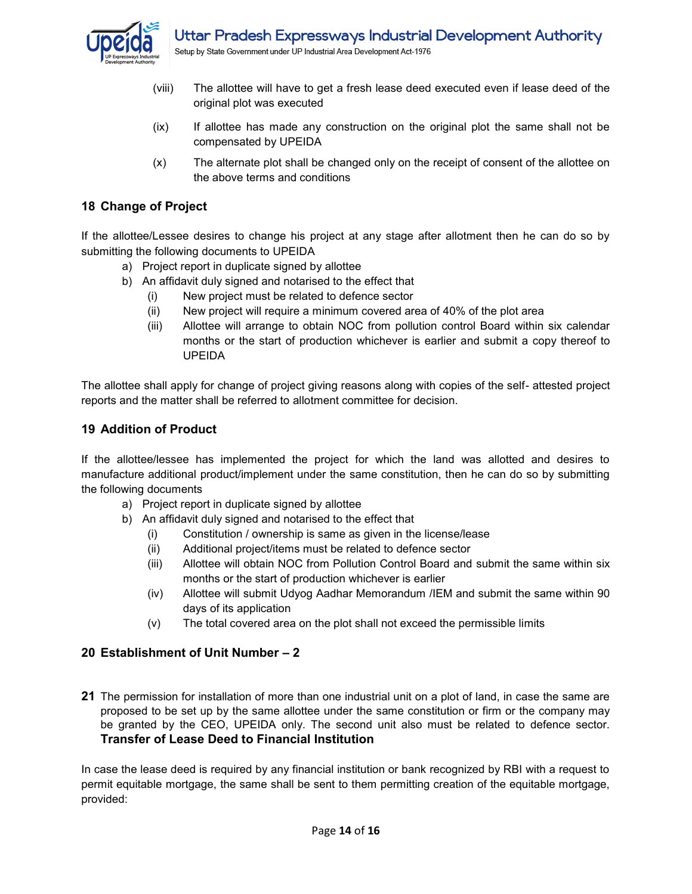(viii) The allottee will have to get a fresh lease deed executed even if lease deed of the original plot was executed

(ix) If allottee has made any construction on the original plot the same shall not be compensated by UPEIDA

(x) The alternate plot shall be changed only on the receipt of consent of the allottee on the above terms and conditions

## 18 Change of Project

If the allottee/Lessee desires to change his project at any stage after allotment then he can do so by submitting the following documents to UPEIDA

a) Project report in duplicate signed by allottee
b) An affidavit duly signed and notarised to the effect that
   (i) New project must be related to defence sector
   (ii) New project will require a minimum covered area of 40% of the plot area
   (iii) Allottee will arrange to obtain NOC from pollution control Board within six calendar months or the start of production whichever is earlier and submit a copy thereof to UPEIDA

The allottee shall apply for change of project giving reasons along with copies of the self- attested project reports and the matter shall be referred to allotment committee for decision.

## 19 Addition of Product

If the allottee/lessee has implemented the project for which the land was allotted and desires to manufacture additional product/implement under the same constitution, then he can do so by submitting the following documents

a) Project report in duplicate signed by allottee
b) An affidavit duly signed and notarised to the effect that
   (i) Constitution / ownership is same as given in the license/lease
   (ii) Additional project/items must be related to defence sector
   (iii) Allottee will obtain NOC from Pollution Control Board and submit the same within six months or the start of production whichever is earlier
   (iv) Allottee will submit Udyog Aadhar Memorandum /IEM and submit the same within 90 days of its application
   (v) The total covered area on the plot shall not exceed the permissible limits

## 20 Establishment of Unit Number – 2

**21** The permission for installation of more than one industrial unit on a plot of land, in case the same are proposed to be set up by the same allottee under the same constitution or firm or the company may be granted by the CEO, UPEIDA only. The second unit also must be related to defence sector. **Transfer of Lease Deed to Financial Institution**

In case the lease deed is required by any financial institution or bank recognized by RBI with a request to permit equitable mortgage, the same shall be sent to them permitting creation of the equitable mortgage, provided: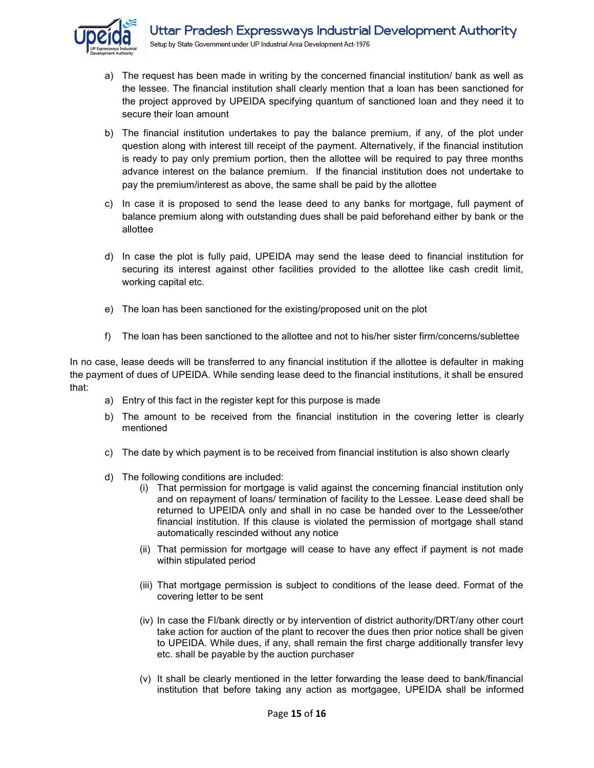a) The request has been made in writing by the concerned financial institution/ bank as well as the lessee. The financial institution shall clearly mention that a loan has been sanctioned for the project approved by UPEIDA specifying quantum of sanctioned loan and they need it to secure their loan amount

b) The financial institution undertakes to pay the balance premium, if any, of the plot under question along with interest till receipt of the payment. Alternatively, if the financial institution is ready to pay only premium portion, then the allottee will be required to pay three months advance interest on the balance premium. If the financial institution does not undertake to pay the premium/interest as above, the same shall be paid by the allottee

c) In case it is proposed to send the lease deed to any banks for mortgage, full payment of balance premium along with outstanding dues shall be paid beforehand either by bank or the allottee

d) In case the plot is fully paid, UPEIDA may send the lease deed to financial institution for securing its interest against other facilities provided to the allottee like cash credit limit, working capital etc.

e) The loan has been sanctioned for the existing/proposed unit on the plot

f) The loan has been sanctioned to the allottee and not to his/her sister firm/concerns/sublettee

In no case, lease deeds will be transferred to any financial institution if the allottee is defaulter in making the payment of dues of UPEIDA. While sending lease deed to the financial institutions, it shall be ensured that:

a) Entry of this fact in the register kept for this purpose is made

b) The amount to be received from the financial institution in the covering letter is clearly mentioned

c) The date by which payment is to be received from financial institution is also shown clearly

d) The following conditions are included:
   (i) That permission for mortgage is valid against the concerning financial institution only and on repayment of loans/ termination of facility to the Lessee. Lease deed shall be returned to UPEIDA only and shall in no case be handed over to the Lessee/other financial institution. If this clause is violated the permission of mortgage shall stand automatically rescinded without any notice

   (ii) That permission for mortgage will cease to have any effect if payment is not made within stipulated period

   (iii) That mortgage permission is subject to conditions of the lease deed. Format of the covering letter to be sent

   (iv) In case the FI/bank directly or by intervention of district authority/DRT/any other court take action for auction of the plant to recover the dues then prior notice shall be given to UPEIDA. While dues, if any, shall remain the first charge additionally transfer levy etc. shall be payable by the auction purchaser

   (v) It shall be clearly mentioned in the letter forwarding the lease deed to bank/financial institution that before taking any action as mortgagee, UPEIDA shall be informed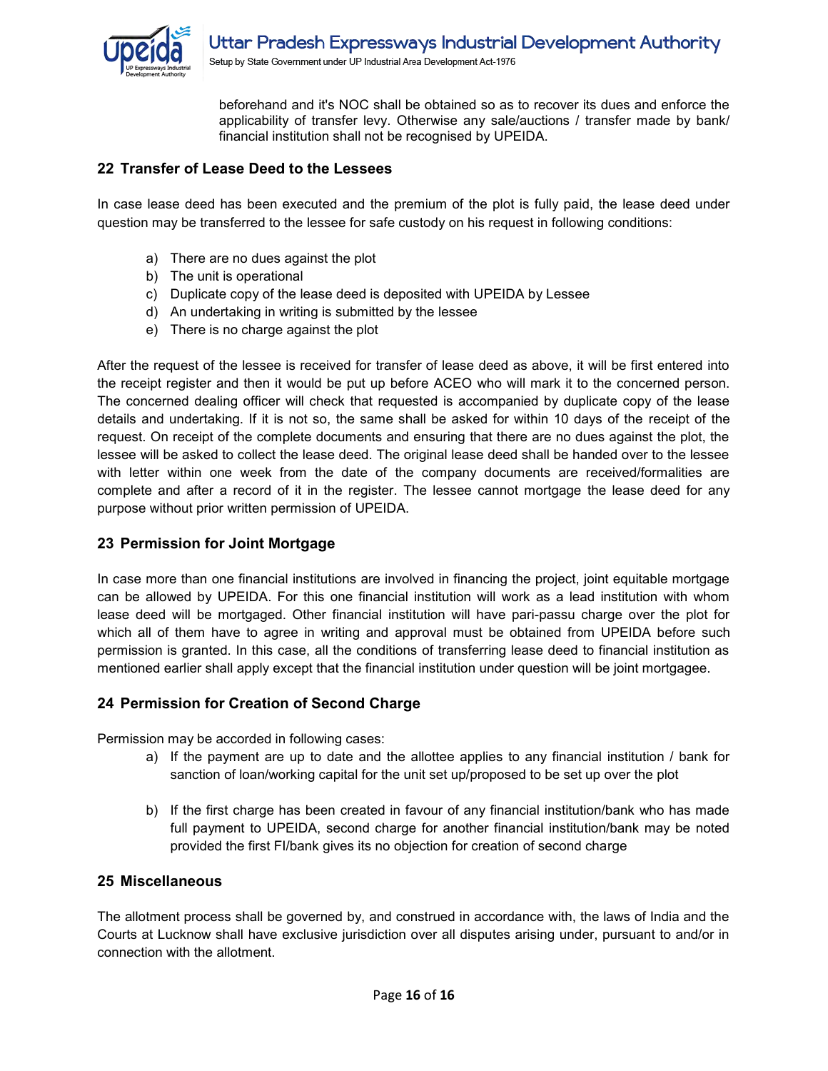beforehand and it's NOC shall be obtained so as to recover its dues and enforce the applicability of transfer levy. Otherwise any sale/auctions / transfer made by bank/ financial institution shall not be recognised by UPEIDA.

## 22 Transfer of Lease Deed to the Lessees

In case lease deed has been executed and the premium of the plot is fully paid, the lease deed under question may be transferred to the lessee for safe custody on his request in following conditions:

a) There are no dues against the plot
b) The unit is operational
c) Duplicate copy of the lease deed is deposited with UPEIDA by Lessee
d) An undertaking in writing is submitted by the lessee
e) There is no charge against the plot

After the request of the lessee is received for transfer of lease deed as above, it will be first entered into the receipt register and then it would be put up before ACEO who will mark it to the concerned person. The concerned dealing officer will check that requested is accompanied by duplicate copy of the lease details and undertaking. If it is not so, the same shall be asked for within 10 days of the receipt of the request. On receipt of the complete documents and ensuring that there are no dues against the plot, the lessee will be asked to collect the lease deed. The original lease deed shall be handed over to the lessee with letter within one week from the date of the company documents are received/formalities are complete and after a record of it in the register. The lessee cannot mortgage the lease deed for any purpose without prior written permission of UPEIDA.

## 23 Permission for Joint Mortgage

In case more than one financial institutions are involved in financing the project, joint equitable mortgage can be allowed by UPEIDA. For this one financial institution will work as a lead institution with whom lease deed will be mortgaged. Other financial institution will have pari-passu charge over the plot for which all of them have to agree in writing and approval must be obtained from UPEIDA before such permission is granted. In this case, all the conditions of transferring lease deed to financial institution as mentioned earlier shall apply except that the financial institution under question will be joint mortgagee.

## 24 Permission for Creation of Second Charge

Permission may be accorded in following cases:

a) If the payment are up to date and the allottee applies to any financial institution / bank for sanction of loan/working capital for the unit set up/proposed to be set up over the plot

b) If the first charge has been created in favour of any financial institution/bank who has made full payment to UPEIDA, second charge for another financial institution/bank may be noted provided the first FI/bank gives its no objection for creation of second charge

## 25 Miscellaneous

The allotment process shall be governed by, and construed in accordance with, the laws of India and the Courts at Lucknow shall have exclusive jurisdiction over all disputes arising under, pursuant to and/or in connection with the allotment.